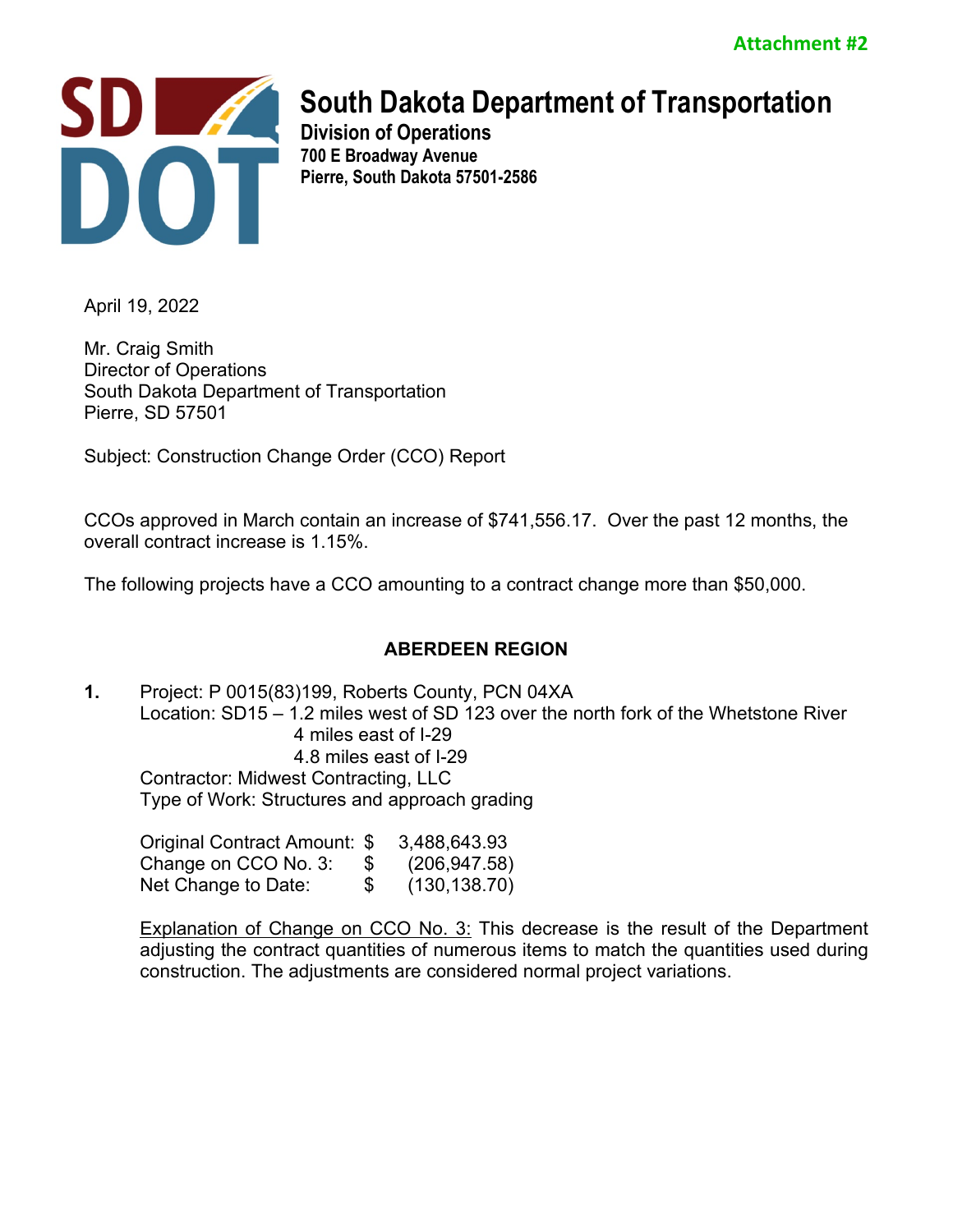Attachment #2

# South Dakota Department of Transportation

**Division of Operations**
**700 E Broadway Avenue**
**Pierre, South Dakota 57501-2586**

April 19, 2022

Mr. Craig Smith
Director of Operations
South Dakota Department of Transportation
Pierre, SD 57501

Subject: Construction Change Order (CCO) Report

CCOs approved in March contain an increase of $741,556.17. Over the past 12 months, the overall contract increase is 1.15%.

The following projects have a CCO amounting to a contract change more than $50,000.

## ABERDEEN REGION

**1.** Project: P 0015(83)199, Roberts County, PCN 04XA
Location: SD15 – 1.2 miles west of SD 123 over the north fork of the Whetstone River
4 miles east of I-29
4.8 miles east of I-29
Contractor: Midwest Contracting, LLC
Type of Work: Structures and approach grading

| | | |
|---|---|---|
| Original Contract Amount: | $ | 3,488,643.93 |
| Change on CCO No. 3: | $ | (206,947.58) |
| Net Change to Date: | $ | (130,138.70) |

<u>Explanation of Change on CCO No. 3:</u> This decrease is the result of the Department adjusting the contract quantities of numerous items to match the quantities used during construction. The adjustments are considered normal project variations.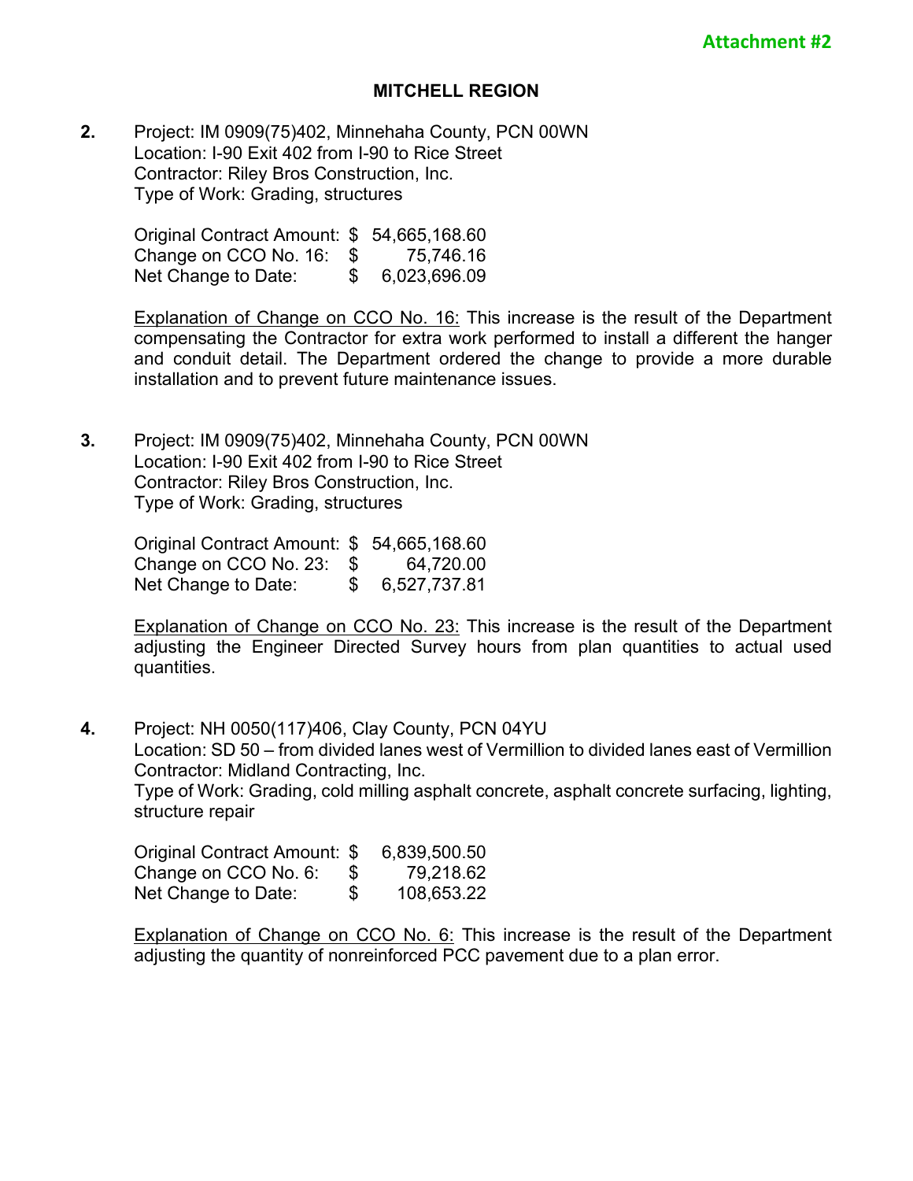**Attachment #2**

## MITCHELL REGION

**2.** Project: IM 0909(75)402, Minnehaha County, PCN 00WN
Location: I-90 Exit 402 from I-90 to Rice Street
Contractor: Riley Bros Construction, Inc.
Type of Work: Grading, structures

| | | |
|---|---|---|
| Original Contract Amount: | $ | 54,665,168.60 |
| Change on CCO No. 16: | $ | 75,746.16 |
| Net Change to Date: | $ | 6,023,696.09 |

<u>Explanation of Change on CCO No. 16:</u> This increase is the result of the Department compensating the Contractor for extra work performed to install a different the hanger and conduit detail. The Department ordered the change to provide a more durable installation and to prevent future maintenance issues.

**3.** Project: IM 0909(75)402, Minnehaha County, PCN 00WN
Location: I-90 Exit 402 from I-90 to Rice Street
Contractor: Riley Bros Construction, Inc.
Type of Work: Grading, structures

| | | |
|---|---|---|
| Original Contract Amount: | $ | 54,665,168.60 |
| Change on CCO No. 23: | $ | 64,720.00 |
| Net Change to Date: | $ | 6,527,737.81 |

<u>Explanation of Change on CCO No. 23:</u> This increase is the result of the Department adjusting the Engineer Directed Survey hours from plan quantities to actual used quantities.

**4.** Project: NH 0050(117)406, Clay County, PCN 04YU
Location: SD 50 – from divided lanes west of Vermillion to divided lanes east of Vermillion
Contractor: Midland Contracting, Inc.
Type of Work: Grading, cold milling asphalt concrete, asphalt concrete surfacing, lighting, structure repair

| | | |
|---|---|---|
| Original Contract Amount: | $ | 6,839,500.50 |
| Change on CCO No. 6: | $ | 79,218.62 |
| Net Change to Date: | $ | 108,653.22 |

<u>Explanation of Change on CCO No. 6:</u> This increase is the result of the Department adjusting the quantity of nonreinforced PCC pavement due to a plan error.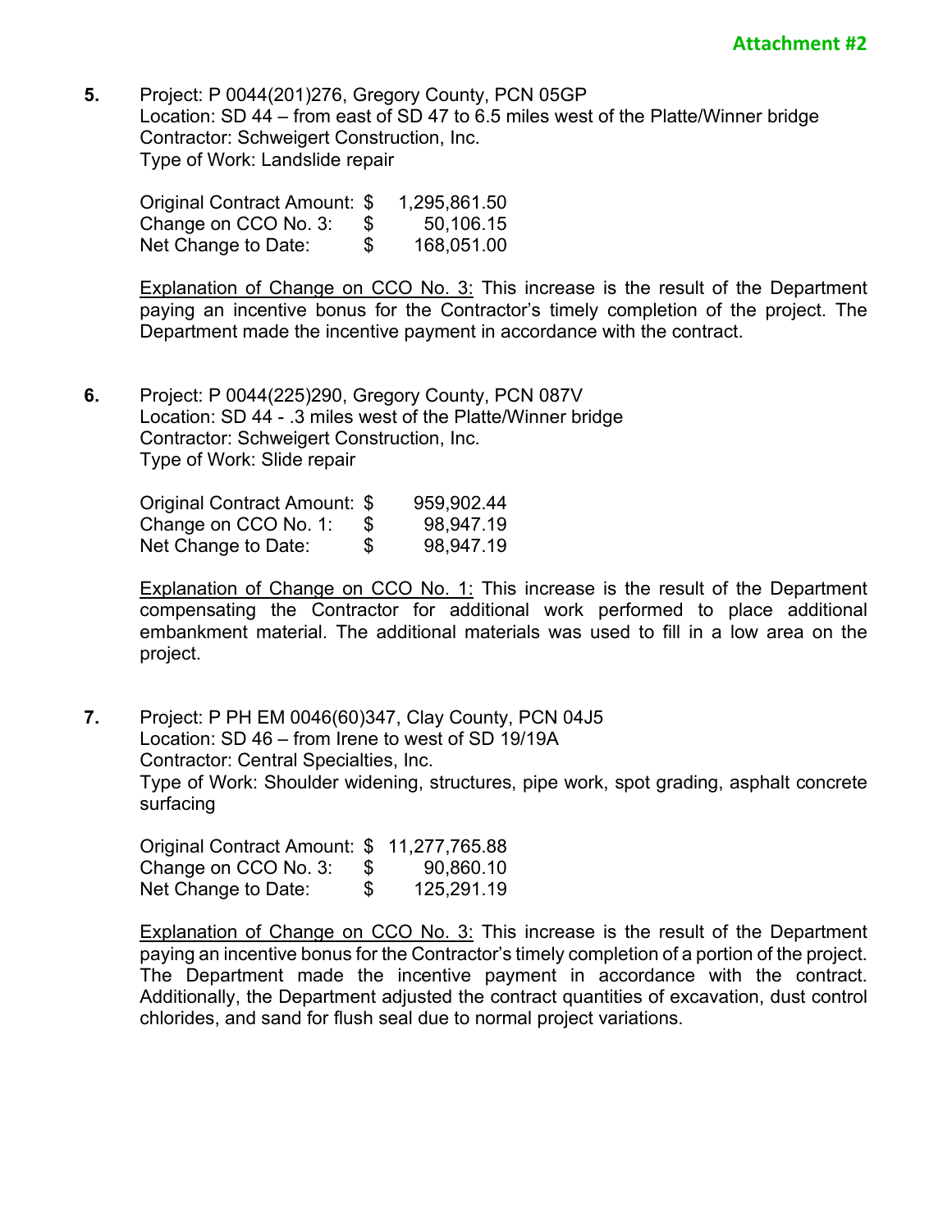**Attachment #2**

**5.** Project: P 0044(201)276, Gregory County, PCN 05GP
Location: SD 44 – from east of SD 47 to 6.5 miles west of the Platte/Winner bridge
Contractor: Schweigert Construction, Inc.
Type of Work: Landslide repair

| | | |
|---|---|---|
| Original Contract Amount: | $ | 1,295,861.50 |
| Change on CCO No. 3: | $ | 50,106.15 |
| Net Change to Date: | $ | 168,051.00 |

Explanation of Change on CCO No. 3: This increase is the result of the Department paying an incentive bonus for the Contractor's timely completion of the project. The Department made the incentive payment in accordance with the contract.

**6.** Project: P 0044(225)290, Gregory County, PCN 087V
Location: SD 44 - .3 miles west of the Platte/Winner bridge
Contractor: Schweigert Construction, Inc.
Type of Work: Slide repair

| | | |
|---|---|---|
| Original Contract Amount: | $ | 959,902.44 |
| Change on CCO No. 1: | $ | 98,947.19 |
| Net Change to Date: | $ | 98,947.19 |

Explanation of Change on CCO No. 1: This increase is the result of the Department compensating the Contractor for additional work performed to place additional embankment material. The additional materials was used to fill in a low area on the project.

**7.** Project: P PH EM 0046(60)347, Clay County, PCN 04J5
Location: SD 46 – from Irene to west of SD 19/19A
Contractor: Central Specialties, Inc.
Type of Work: Shoulder widening, structures, pipe work, spot grading, asphalt concrete surfacing

| | | |
|---|---|---|
| Original Contract Amount: | $ | 11,277,765.88 |
| Change on CCO No. 3: | $ | 90,860.10 |
| Net Change to Date: | $ | 125,291.19 |

Explanation of Change on CCO No. 3: This increase is the result of the Department paying an incentive bonus for the Contractor's timely completion of a portion of the project. The Department made the incentive payment in accordance with the contract. Additionally, the Department adjusted the contract quantities of excavation, dust control chlorides, and sand for flush seal due to normal project variations.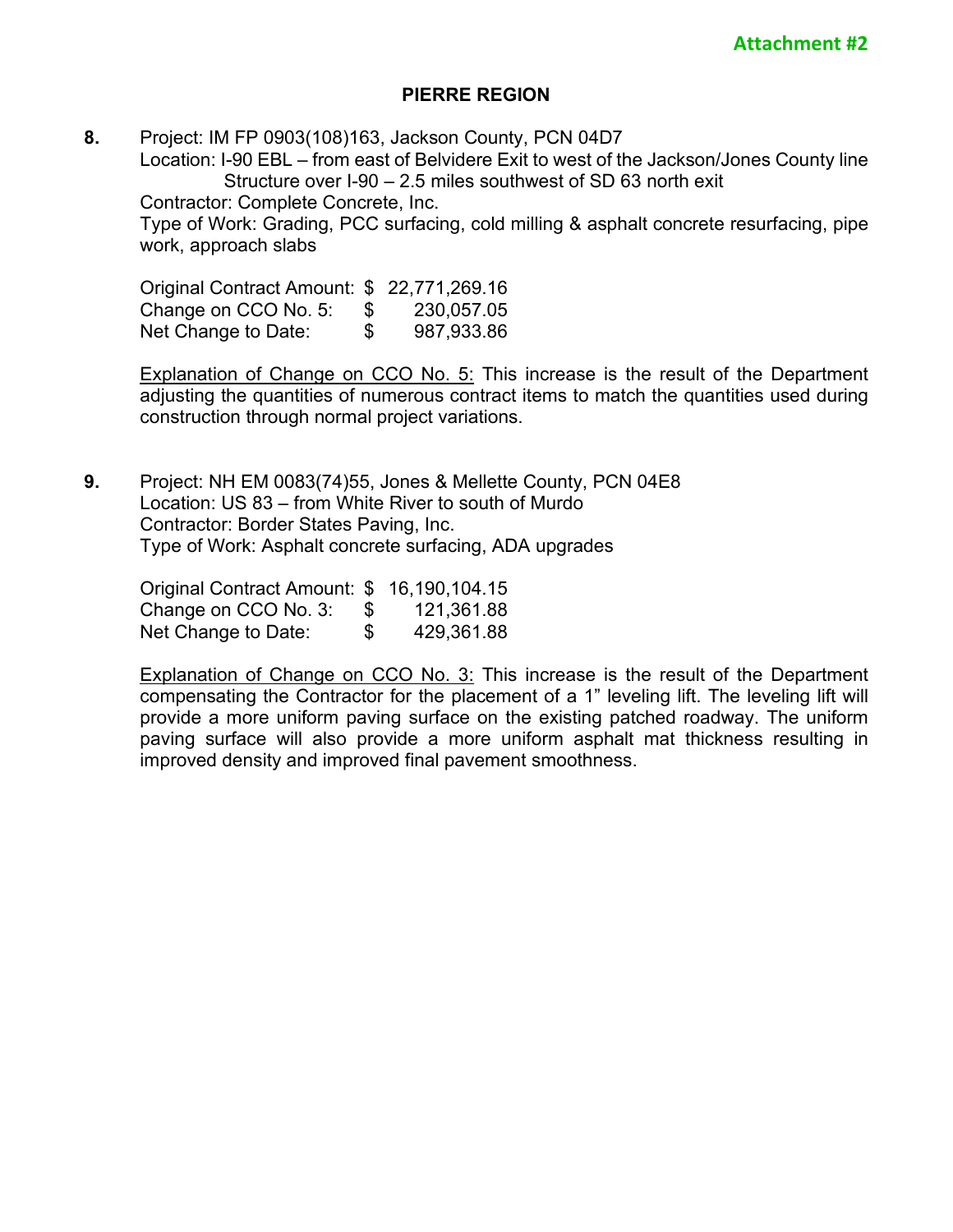Attachment #2

## PIERRE REGION

**8.** Project: IM FP 0903(108)163, Jackson County, PCN 04D7
Location: I-90 EBL – from east of Belvidere Exit to west of the Jackson/Jones County line
Structure over I-90 – 2.5 miles southwest of SD 63 north exit
Contractor: Complete Concrete, Inc.
Type of Work: Grading, PCC surfacing, cold milling & asphalt concrete resurfacing, pipe work, approach slabs

| | | |
|---|---|---|
| Original Contract Amount: | $ | 22,771,269.16 |
| Change on CCO No. 5: | $ | 230,057.05 |
| Net Change to Date: | $ | 987,933.86 |

Explanation of Change on CCO No. 5: This increase is the result of the Department adjusting the quantities of numerous contract items to match the quantities used during construction through normal project variations.

**9.** Project: NH EM 0083(74)55, Jones & Mellette County, PCN 04E8
Location: US 83 – from White River to south of Murdo
Contractor: Border States Paving, Inc.
Type of Work: Asphalt concrete surfacing, ADA upgrades

| | | |
|---|---|---|
| Original Contract Amount: | $ | 16,190,104.15 |
| Change on CCO No. 3: | $ | 121,361.88 |
| Net Change to Date: | $ | 429,361.88 |

Explanation of Change on CCO No. 3: This increase is the result of the Department compensating the Contractor for the placement of a 1" leveling lift. The leveling lift will provide a more uniform paving surface on the existing patched roadway. The uniform paving surface will also provide a more uniform asphalt mat thickness resulting in improved density and improved final pavement smoothness.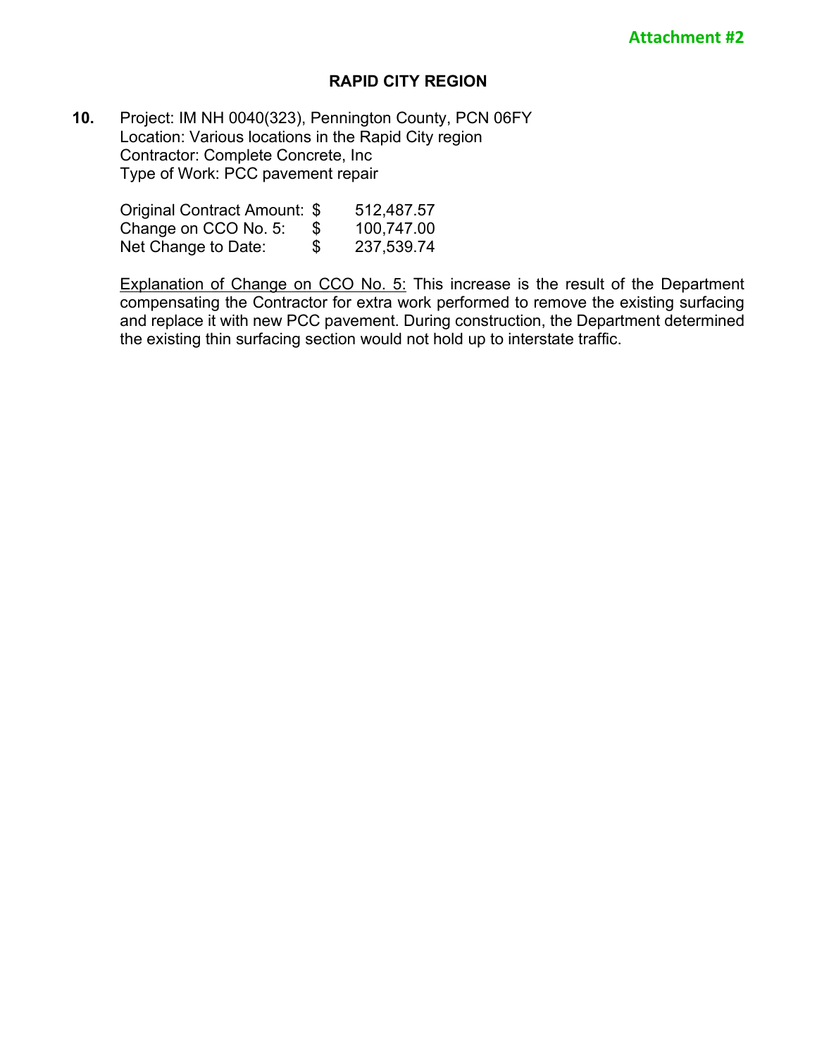**Attachment #2**

## RAPID CITY REGION

**10.** Project: IM NH 0040(323), Pennington County, PCN 06FY
Location: Various locations in the Rapid City region
Contractor: Complete Concrete, Inc
Type of Work: PCC pavement repair

| | | |
|---|---|---|
| Original Contract Amount: | $ | 512,487.57 |
| Change on CCO No. 5: | $ | 100,747.00 |
| Net Change to Date: | $ | 237,539.74 |

<u>Explanation of Change on CCO No. 5:</u> This increase is the result of the Department compensating the Contractor for extra work performed to remove the existing surfacing and replace it with new PCC pavement. During construction, the Department determined the existing thin surfacing section would not hold up to interstate traffic.